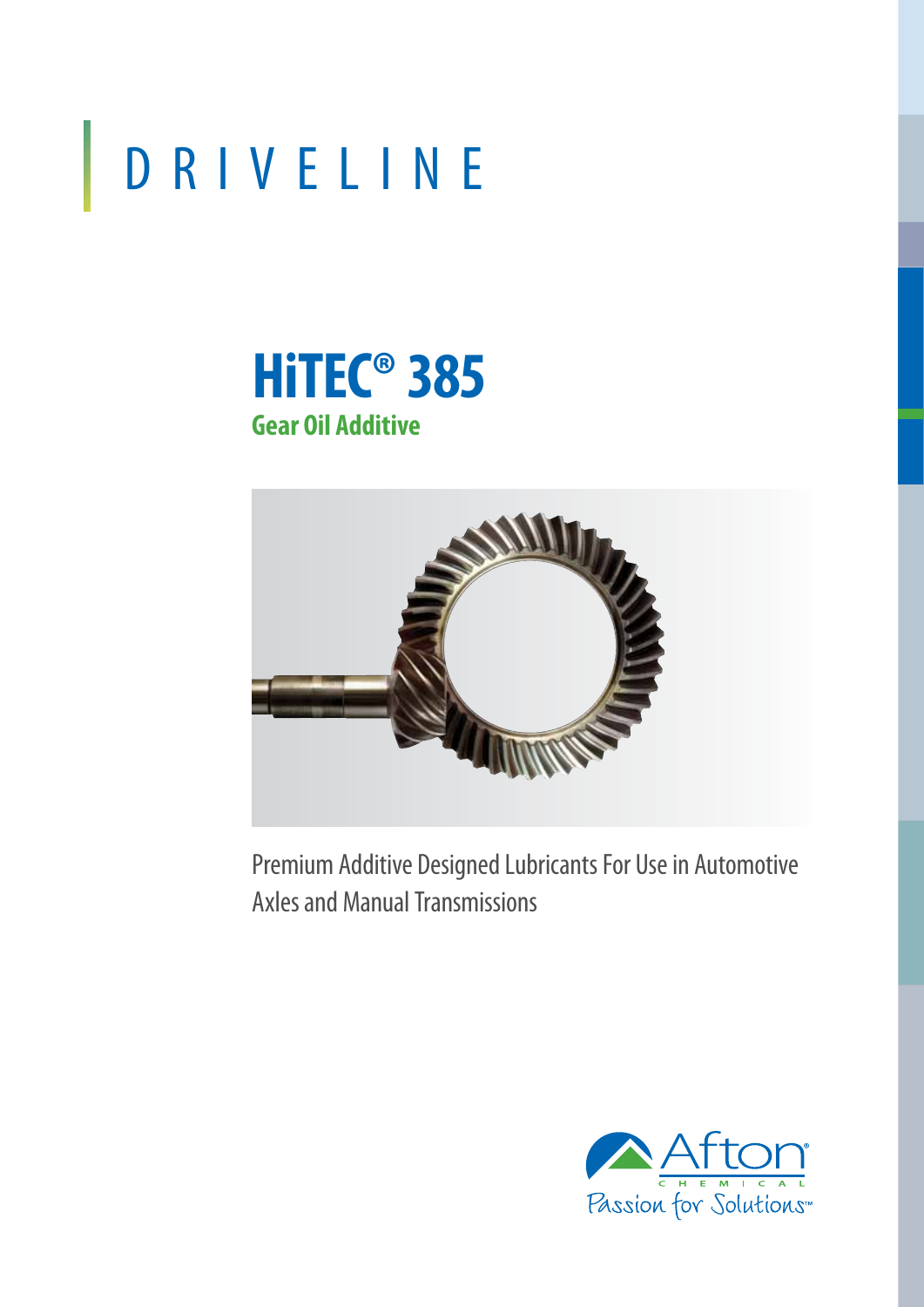# DRIVELINE

## HiTEC® 385

### Gear Oil Additive

Premium Additive Designed Lubricants For Use in Automotive Axles and Manual Transmissions

Afton CHEMICAL

Passion for Solutions™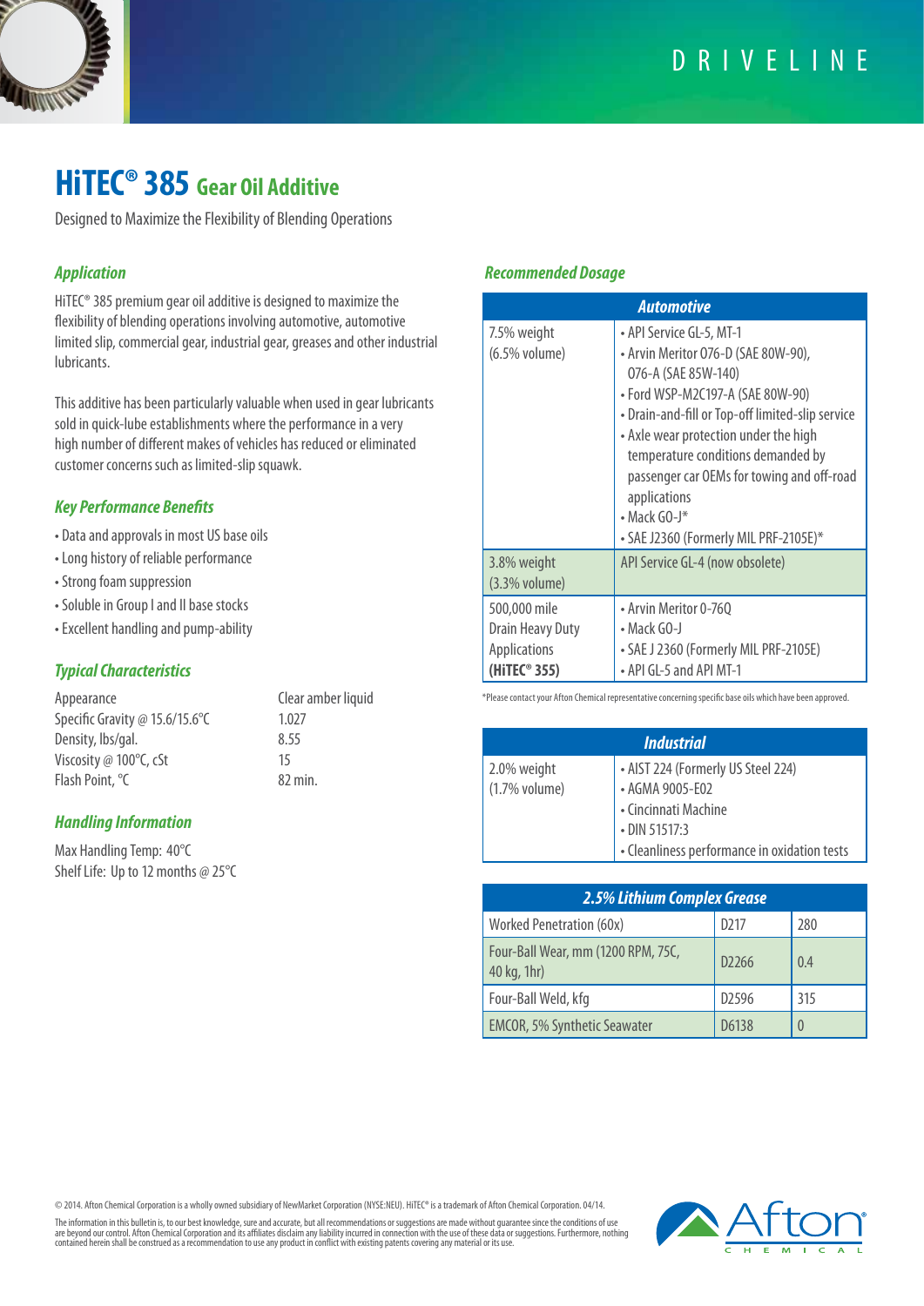DRIVELINE

# HiTEC® 385 Gear Oil Additive

Designed to Maximize the Flexibility of Blending Operations

## Application

HiTEC® 385 premium gear oil additive is designed to maximize the flexibility of blending operations involving automotive, automotive limited slip, commercial gear, industrial gear, greases and other industrial lubricants.

This additive has been particularly valuable when used in gear lubricants sold in quick-lube establishments where the performance in a very high number of different makes of vehicles has reduced or eliminated customer concerns such as limited-slip squawk.

## Key Performance Benefits

- Data and approvals in most US base oils
- Long history of reliable performance
- Strong foam suppression
- Soluble in Group I and II base stocks
- Excellent handling and pump-ability

## Typical Characteristics

| | |
|---|---|
| Appearance | Clear amber liquid |
| Specific Gravity @ 15.6/15.6°C | 1.027 |
| Density, lbs/gal. | 8.55 |
| Viscosity @ 100°C, cSt | 15 |
| Flash Point, °C | 82 min. |

## Handling Information

Max Handling Temp: 40°C
Shelf Life: Up to 12 months @ 25°C

## Recommended Dosage

| Automotive | |
|---|---|
| 7.5% weight (6.5% volume) | • API Service GL-5, MT-1<br>• Arvin Meritor 076-D (SAE 80W-90), 076-A (SAE 85W-140)<br>• Ford WSP-M2C197-A (SAE 80W-90)<br>• Drain-and-fill or Top-off limited-slip service<br>• Axle wear protection under the high temperature conditions demanded by passenger car OEMs for towing and off-road applications<br>• Mack GO-J*<br>• SAE J2360 (Formerly MIL PRF-2105E)* |
| 3.8% weight (3.3% volume) | API Service GL-4 (now obsolete) |
| 500,000 mile Drain Heavy Duty Applications **(HiTEC® 355)** | • Arvin Meritor 0-76Q<br>• Mack GO-J<br>• SAE J 2360 (Formerly MIL PRF-2105E)<br>• API GL-5 and API MT-1 |

*Please contact your Afton Chemical representative concerning specific base oils which have been approved.

| Industrial | |
|---|---|
| 2.0% weight (1.7% volume) | • AIST 224 (Formerly US Steel 224)<br>• AGMA 9005-E02<br>• Cincinnati Machine<br>• DIN 51517:3<br>• Cleanliness performance in oxidation tests |

| 2.5% Lithium Complex Grease | | |
|---|---|---|
| Worked Penetration (60x) | D217 | 280 |
| Four-Ball Wear, mm (1200 RPM, 75C, 40 kg, 1hr) | D2266 | 0.4 |
| Four-Ball Weld, kfg | D2596 | 315 |
| EMCOR, 5% Synthetic Seawater | D6138 | 0 |

© 2014. Afton Chemical Corporation is a wholly owned subsidiary of NewMarket Corporation (NYSE:NEU). HiTEC® is a trademark of Afton Chemical Corporation. 04/14.

The information in this bulletin is, to our best knowledge, sure and accurate, but all recommendations or suggestions are made without guarantee since the conditions of use are beyond our control. Afton Chemical Corporation and its affiliates disclaim any liability incurred in connection with the use of these data or suggestions. Furthermore, nothing contained herein shall be construed as a recommendation to use any product in conflict with existing patents covering any material or its use.

Afton CHEMICAL